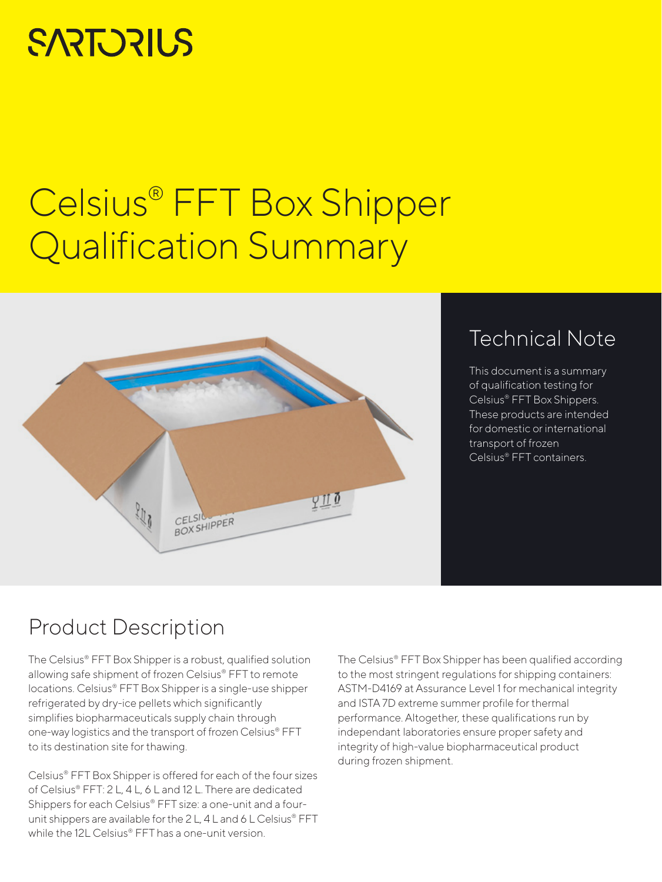SARTORIUS

# Celsius® FFT Box Shipper Qualification Summary

## Technical Note

This document is a summary of qualification testing for Celsius® FFT Box Shippers. These products are intended for domestic or international transport of frozen Celsius® FFT containers.

## Product Description

The Celsius® FFT Box Shipper is a robust, qualified solution allowing safe shipment of frozen Celsius® FFT to remote locations. Celsius® FFT Box Shipper is a single-use shipper refrigerated by dry-ice pellets which significantly simplifies biopharmaceuticals supply chain through one-way logistics and the transport of frozen Celsius® FFT to its destination site for thawing.

Celsius® FFT Box Shipper is offered for each of the four sizes of Celsius® FFT: 2 L, 4 L, 6 L and 12 L. There are dedicated Shippers for each Celsius® FFT size: a one-unit and a four-unit shippers are available for the 2 L, 4 L and 6 L Celsius® FFT while the 12L Celsius® FFT has a one-unit version.

The Celsius® FFT Box Shipper has been qualified according to the most stringent regulations for shipping containers: ASTM-D4169 at Assurance Level 1 for mechanical integrity and ISTA 7D extreme summer profile for thermal performance. Altogether, these qualifications run by independant laboratories ensure proper safety and integrity of high-value biopharmaceutical product during frozen shipment.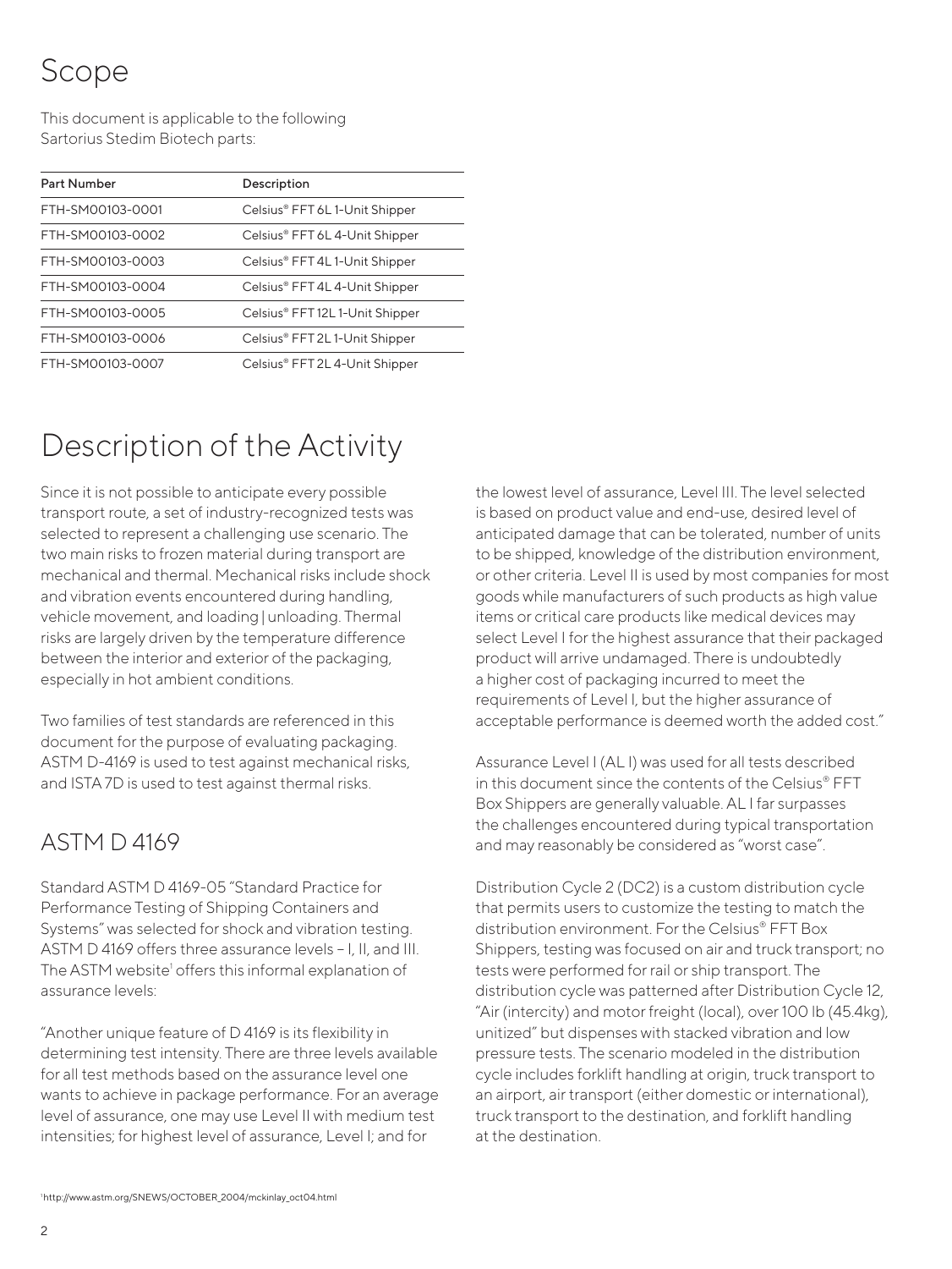# Scope

This document is applicable to the following Sartorius Stedim Biotech parts:

| Part Number | Description |
|---|---|
| FTH-SM00103-0001 | Celsius® FFT 6L 1-Unit Shipper |
| FTH-SM00103-0002 | Celsius® FFT 6L 4-Unit Shipper |
| FTH-SM00103-0003 | Celsius® FFT 4L 1-Unit Shipper |
| FTH-SM00103-0004 | Celsius® FFT 4L 4-Unit Shipper |
| FTH-SM00103-0005 | Celsius® FFT 12L 1-Unit Shipper |
| FTH-SM00103-0006 | Celsius® FFT 2L 1-Unit Shipper |
| FTH-SM00103-0007 | Celsius® FFT 2L 4-Unit Shipper |

# Description of the Activity

Since it is not possible to anticipate every possible transport route, a set of industry-recognized tests was selected to represent a challenging use scenario. The two main risks to frozen material during transport are mechanical and thermal. Mechanical risks include shock and vibration events encountered during handling, vehicle movement, and loading | unloading. Thermal risks are largely driven by the temperature difference between the interior and exterior of the packaging, especially in hot ambient conditions.

Two families of test standards are referenced in this document for the purpose of evaluating packaging. ASTM D-4169 is used to test against mechanical risks, and ISTA 7D is used to test against thermal risks.

## ASTM D 4169

Standard ASTM D 4169-05 "Standard Practice for Performance Testing of Shipping Containers and Systems" was selected for shock and vibration testing. ASTM D 4169 offers three assurance levels – I, II, and III. The ASTM website[1] offers this informal explanation of assurance levels:

"Another unique feature of D 4169 is its flexibility in determining test intensity. There are three levels available for all test methods based on the assurance level one wants to achieve in package performance. For an average level of assurance, one may use Level II with medium test intensities; for highest level of assurance, Level I; and for the lowest level of assurance, Level III. The level selected is based on product value and end-use, desired level of anticipated damage that can be tolerated, number of units to be shipped, knowledge of the distribution environment, or other criteria. Level II is used by most companies for most goods while manufacturers of such products as high value items or critical care products like medical devices may select Level I for the highest assurance that their packaged product will arrive undamaged. There is undoubtedly a higher cost of packaging incurred to meet the requirements of Level I, but the higher assurance of acceptable performance is deemed worth the added cost."

Assurance Level I (AL I) was used for all tests described in this document since the contents of the Celsius® FFT Box Shippers are generally valuable. AL I far surpasses the challenges encountered during typical transportation and may reasonably be considered as "worst case".

Distribution Cycle 2 (DC2) is a custom distribution cycle that permits users to customize the testing to match the distribution environment. For the Celsius® FFT Box Shippers, testing was focused on air and truck transport; no tests were performed for rail or ship transport. The distribution cycle was patterned after Distribution Cycle 12, "Air (intercity) and motor freight (local), over 100 lb (45.4kg), unitized" but dispenses with stacked vibration and low pressure tests. The scenario modeled in the distribution cycle includes forklift handling at origin, truck transport to an airport, air transport (either domestic or international), truck transport to the destination, and forklift handling at the destination.

[1] http://www.astm.org/SNEWS/OCTOBER_2004/mckinlay_oct04.html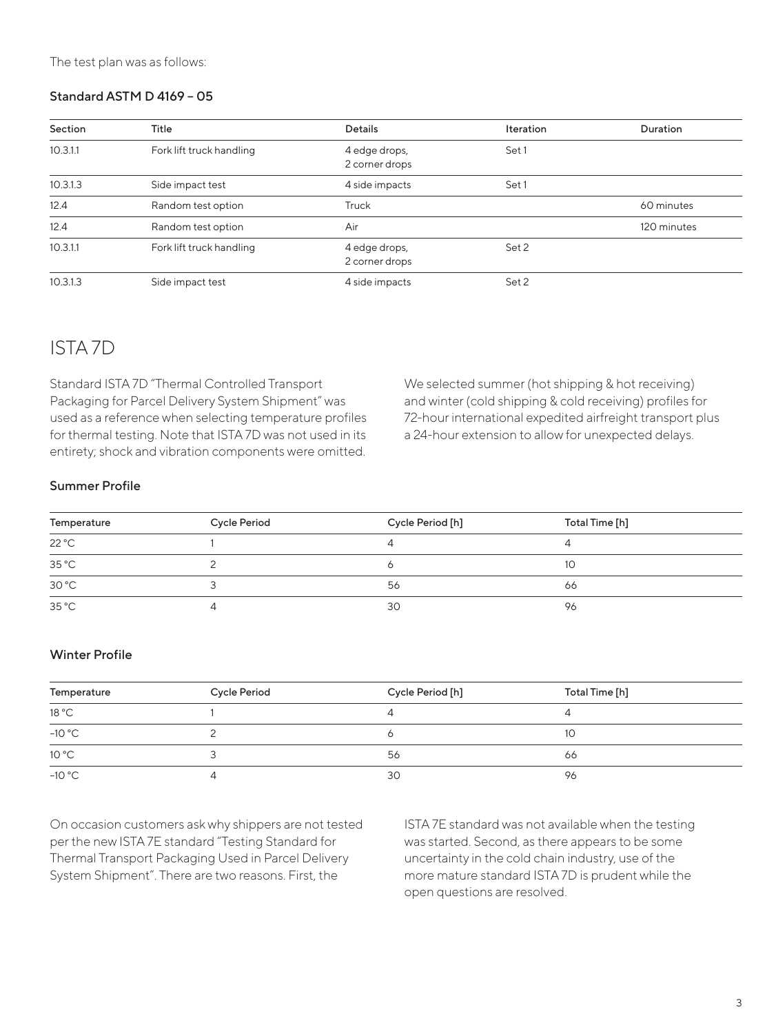The test plan was as follows:

### Standard ASTM D 4169 – 05

| Section | Title | Details | Iteration | Duration |
|---|---|---|---|---|
| 10.3.1.1 | Fork lift truck handling | 4 edge drops, 2 corner drops | Set 1 | |
| 10.3.1.3 | Side impact test | 4 side impacts | Set 1 | |
| 12.4 | Random test option | Truck | | 60 minutes |
| 12.4 | Random test option | Air | | 120 minutes |
| 10.3.1.1 | Fork lift truck handling | 4 edge drops, 2 corner drops | Set 2 | |
| 10.3.1.3 | Side impact test | 4 side impacts | Set 2 | |

## ISTA 7D

Standard ISTA 7D "Thermal Controlled Transport Packaging for Parcel Delivery System Shipment" was used as a reference when selecting temperature profiles for thermal testing. Note that ISTA 7D was not used in its entirety; shock and vibration components were omitted.

We selected summer (hot shipping & hot receiving) and winter (cold shipping & cold receiving) profiles for 72-hour international expedited airfreight transport plus a 24-hour extension to allow for unexpected delays.

### Summer Profile

| Temperature | Cycle Period | Cycle Period [h] | Total Time [h] |
|---|---|---|---|
| 22 °C | 1 | 4 | 4 |
| 35 °C | 2 | 6 | 10 |
| 30 °C | 3 | 56 | 66 |
| 35 °C | 4 | 30 | 96 |

### Winter Profile

| Temperature | Cycle Period | Cycle Period [h] | Total Time [h] |
|---|---|---|---|
| 18 °C | 1 | 4 | 4 |
| −10 °C | 2 | 6 | 10 |
| 10 °C | 3 | 56 | 66 |
| −10 °C | 4 | 30 | 96 |

On occasion customers ask why shippers are not tested per the new ISTA 7E standard "Testing Standard for Thermal Transport Packaging Used in Parcel Delivery System Shipment". There are two reasons. First, the ISTA 7E standard was not available when the testing was started. Second, as there appears to be some uncertainty in the cold chain industry, use of the more mature standard ISTA 7D is prudent while the open questions are resolved.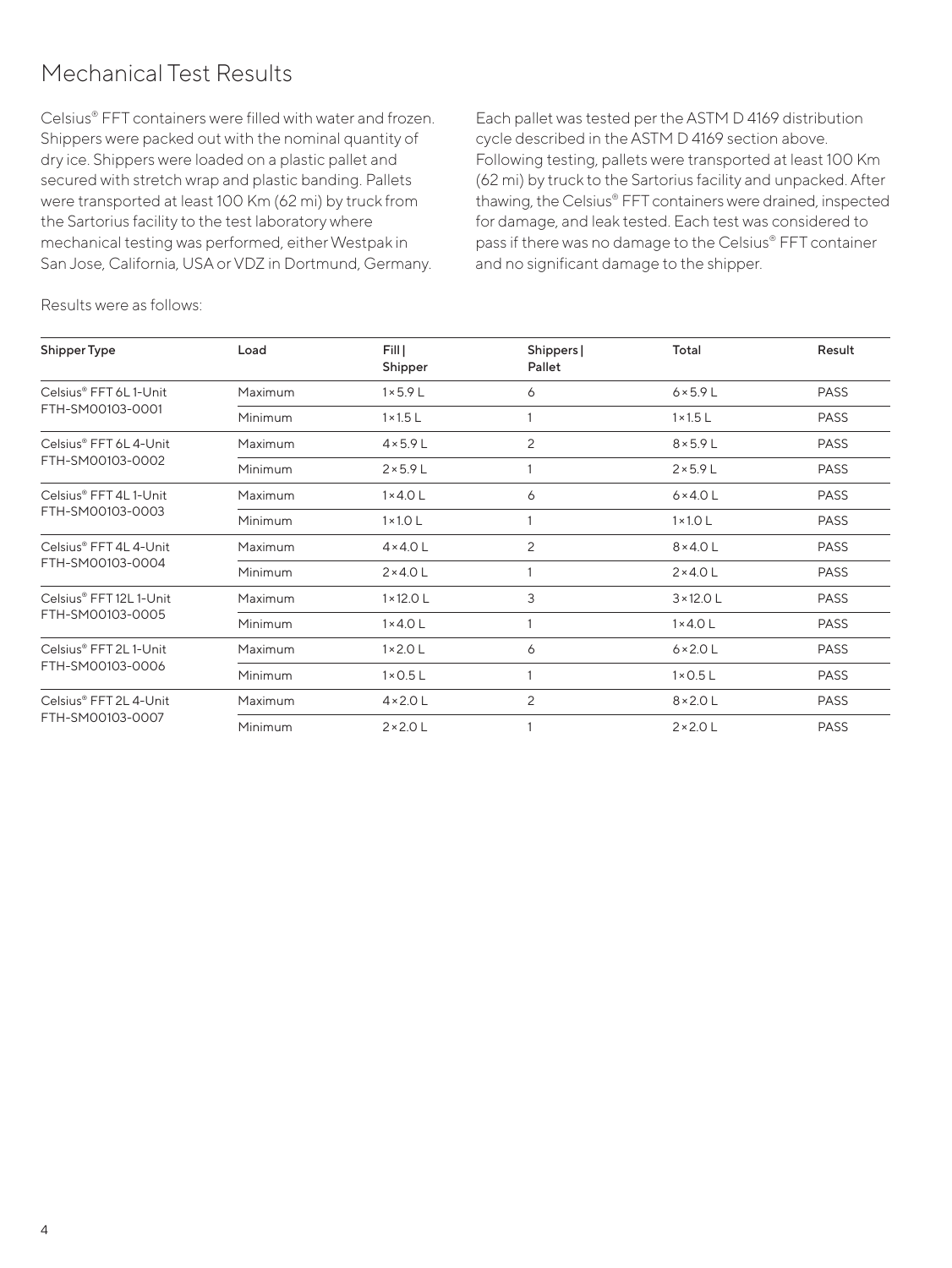## Mechanical Test Results

Celsius® FFT containers were filled with water and frozen. Shippers were packed out with the nominal quantity of dry ice. Shippers were loaded on a plastic pallet and secured with stretch wrap and plastic banding. Pallets were transported at least 100 Km (62 mi) by truck from the Sartorius facility to the test laboratory where mechanical testing was performed, either Westpak in San Jose, California, USA or VDZ in Dortmund, Germany.

Each pallet was tested per the ASTM D 4169 distribution cycle described in the ASTM D 4169 section above. Following testing, pallets were transported at least 100 Km (62 mi) by truck to the Sartorius facility and unpacked. After thawing, the Celsius® FFT containers were drained, inspected for damage, and leak tested. Each test was considered to pass if there was no damage to the Celsius® FFT container and no significant damage to the shipper.

Results were as follows:

| Shipper Type | Load | Fill \| Shipper | Shippers \| Pallet | Total | Result |
|---|---|---|---|---|---|
| Celsius® FFT 6L 1-Unit FTH-SM00103-0001 | Maximum | 1 × 5.9 L | 6 | 6 × 5.9 L | PASS |
| | Minimum | 1 × 1.5 L | 1 | 1 × 1.5 L | PASS |
| Celsius® FFT 6L 4-Unit FTH-SM00103-0002 | Maximum | 4 × 5.9 L | 2 | 8 × 5.9 L | PASS |
| | Minimum | 2 × 5.9 L | 1 | 2 × 5.9 L | PASS |
| Celsius® FFT 4L 1-Unit FTH-SM00103-0003 | Maximum | 1 × 4.0 L | 6 | 6 × 4.0 L | PASS |
| | Minimum | 1 × 1.0 L | 1 | 1 × 1.0 L | PASS |
| Celsius® FFT 4L 4-Unit FTH-SM00103-0004 | Maximum | 4 × 4.0 L | 2 | 8 × 4.0 L | PASS |
| | Minimum | 2 × 4.0 L | 1 | 2 × 4.0 L | PASS |
| Celsius® FFT 12L 1-Unit FTH-SM00103-0005 | Maximum | 1 × 12.0 L | 3 | 3 × 12.0 L | PASS |
| | Minimum | 1 × 4.0 L | 1 | 1 × 4.0 L | PASS |
| Celsius® FFT 2L 1-Unit FTH-SM00103-0006 | Maximum | 1 × 2.0 L | 6 | 6 × 2.0 L | PASS |
| | Minimum | 1 × 0.5 L | 1 | 1 × 0.5 L | PASS |
| Celsius® FFT 2L 4-Unit FTH-SM00103-0007 | Maximum | 4 × 2.0 L | 2 | 8 × 2.0 L | PASS |
| | Minimum | 2 × 2.0 L | 1 | 2 × 2.0 L | PASS |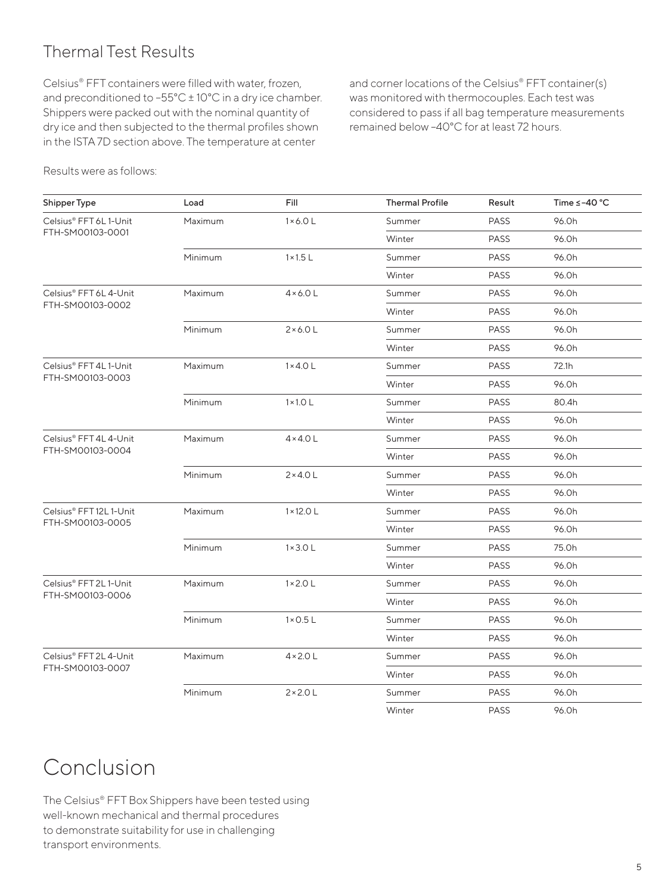## Thermal Test Results

Celsius® FFT containers were filled with water, frozen, and preconditioned to −55°C ± 10°C in a dry ice chamber. Shippers were packed out with the nominal quantity of dry ice and then subjected to the thermal profiles shown in the ISTA 7D section above. The temperature at center and corner locations of the Celsius® FFT container(s) was monitored with thermocouples. Each test was considered to pass if all bag temperature measurements remained below −40°C for at least 72 hours.

Results were as follows:

| Shipper Type | Load | Fill | Thermal Profile | Result | Time ≤ −40 °C |
|---|---|---|---|---|---|
| Celsius® FFT 6L 1-Unit FTH-SM00103-0001 | Maximum | 1 × 6.0 L | Summer | PASS | 96.0h |
| | | | Winter | PASS | 96.0h |
| | Minimum | 1 × 1.5 L | Summer | PASS | 96.0h |
| | | | Winter | PASS | 96.0h |
| Celsius® FFT 6L 4-Unit FTH-SM00103-0002 | Maximum | 4 × 6.0 L | Summer | PASS | 96.0h |
| | | | Winter | PASS | 96.0h |
| | Minimum | 2 × 6.0 L | Summer | PASS | 96.0h |
| | | | Winter | PASS | 96.0h |
| Celsius® FFT 4L 1-Unit FTH-SM00103-0003 | Maximum | 1 × 4.0 L | Summer | PASS | 72.1h |
| | | | Winter | PASS | 96.0h |
| | Minimum | 1 × 1.0 L | Summer | PASS | 80.4h |
| | | | Winter | PASS | 96.0h |
| Celsius® FFT 4L 4-Unit FTH-SM00103-0004 | Maximum | 4 × 4.0 L | Summer | PASS | 96.0h |
| | | | Winter | PASS | 96.0h |
| | Minimum | 2 × 4.0 L | Summer | PASS | 96.0h |
| | | | Winter | PASS | 96.0h |
| Celsius® FFT 12L 1-Unit FTH-SM00103-0005 | Maximum | 1 × 12.0 L | Summer | PASS | 96.0h |
| | | | Winter | PASS | 96.0h |
| | Minimum | 1 × 3.0 L | Summer | PASS | 75.0h |
| | | | Winter | PASS | 96.0h |
| Celsius® FFT 2L 1-Unit FTH-SM00103-0006 | Maximum | 1 × 2.0 L | Summer | PASS | 96.0h |
| | | | Winter | PASS | 96.0h |
| | Minimum | 1 × 0.5 L | Summer | PASS | 96.0h |
| | | | Winter | PASS | 96.0h |
| Celsius® FFT 2L 4-Unit FTH-SM00103-0007 | Maximum | 4 × 2.0 L | Summer | PASS | 96.0h |
| | | | Winter | PASS | 96.0h |
| | Minimum | 2 × 2.0 L | Summer | PASS | 96.0h |
| | | | Winter | PASS | 96.0h |

# Conclusion

The Celsius® FFT Box Shippers have been tested using well-known mechanical and thermal procedures to demonstrate suitability for use in challenging transport environments.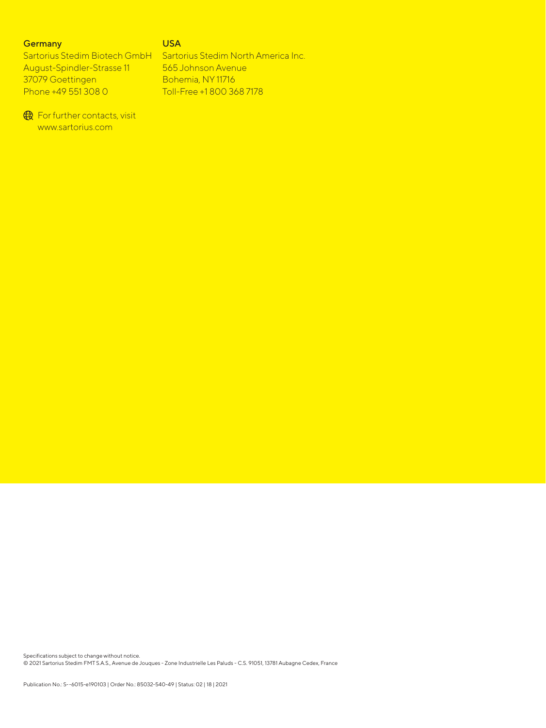**Germany**

Sartorius Stedim Biotech GmbH
August-Spindler-Strasse 11
37079 Goettingen
Phone +49 551 308 0

**USA**

Sartorius Stedim North America Inc.
565 Johnson Avenue
Bohemia, NY 11716
Toll-Free +1 800 368 7178

For further contacts, visit
www.sartorius.com

Specifications subject to change without notice.
© 2021 Sartorius Stedim FMT S.A.S., Avenue de Jouques - Zone Industrielle Les Paluds - C.S. 91051, 13781 Aubagne Cedex, France

Publication No.: S--6015-e190103 | Order No.: 85032-540-49 | Status: 02 | 18 | 2021